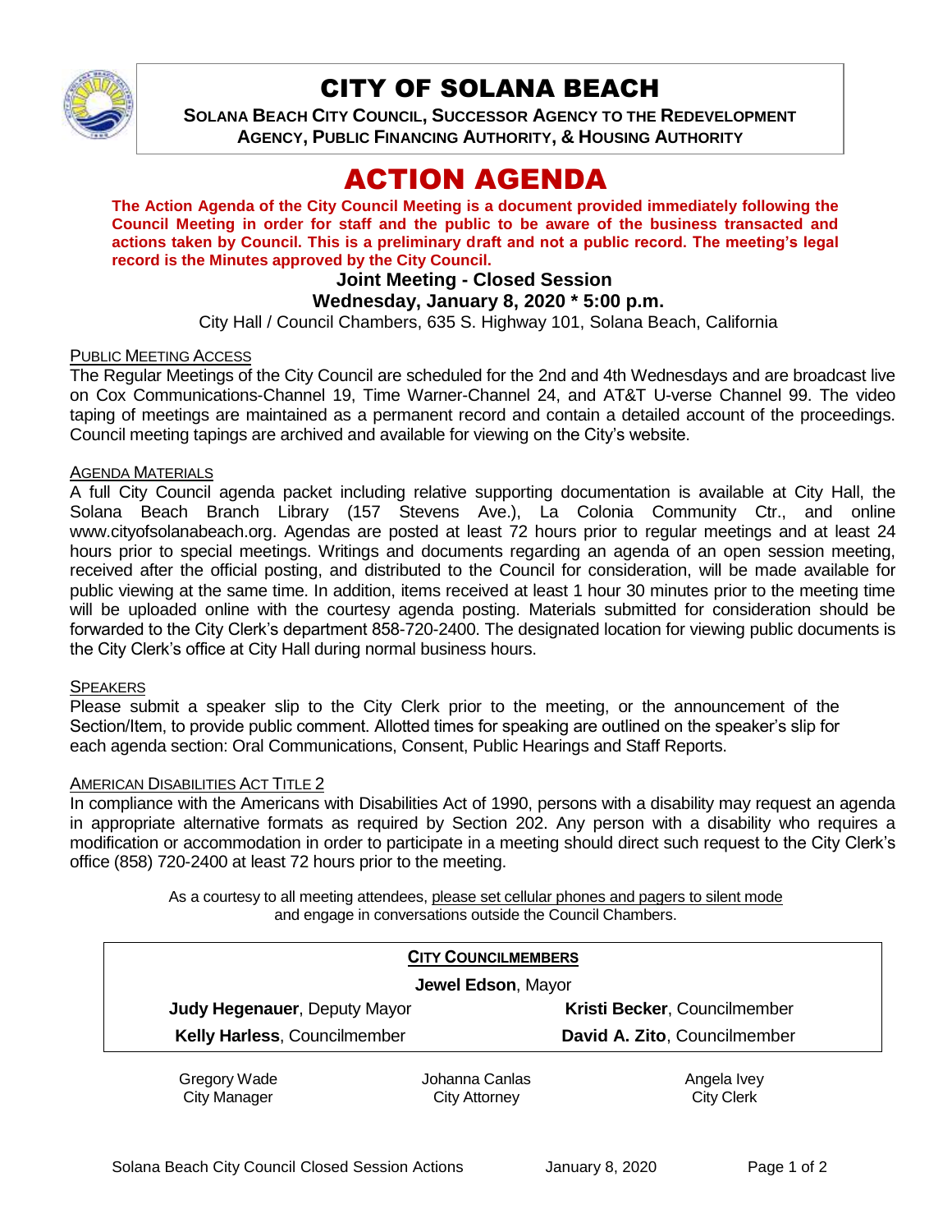# CITY OF SOLANA BEACH

**SOLANA BEACH CITY COUNCIL, SUCCESSOR AGENCY TO THE REDEVELOPMENT AGENCY, PUBLIC FINANCING AUTHORITY, & HOUSING AUTHORITY**

# ACTION AGENDA

**The Action Agenda of the City Council Meeting is a document provided immediately following the Council Meeting in order for staff and the public to be aware of the business transacted and actions taken by Council. This is a preliminary draft and not a public record. The meeting's legal record is the Minutes approved by the City Council.**

### Joint Meeting - Closed Session
### Wednesday, January 8, 2020 * 5:00 p.m.

City Hall / Council Chambers, 635 S. Highway 101, Solana Beach, California

PUBLIC MEETING ACCESS

The Regular Meetings of the City Council are scheduled for the 2nd and 4th Wednesdays and are broadcast live on Cox Communications-Channel 19, Time Warner-Channel 24, and AT&T U-verse Channel 99. The video taping of meetings are maintained as a permanent record and contain a detailed account of the proceedings. Council meeting tapings are archived and available for viewing on the City's website.

AGENDA MATERIALS

A full City Council agenda packet including relative supporting documentation is available at City Hall, the Solana Beach Branch Library (157 Stevens Ave.), La Colonia Community Ctr., and online www.cityofsolanabeach.org. Agendas are posted at least 72 hours prior to regular meetings and at least 24 hours prior to special meetings. Writings and documents regarding an agenda of an open session meeting, received after the official posting, and distributed to the Council for consideration, will be made available for public viewing at the same time. In addition, items received at least 1 hour 30 minutes prior to the meeting time will be uploaded online with the courtesy agenda posting. Materials submitted for consideration should be forwarded to the City Clerk's department 858-720-2400. The designated location for viewing public documents is the City Clerk's office at City Hall during normal business hours.

SPEAKERS

Please submit a speaker slip to the City Clerk prior to the meeting, or the announcement of the Section/Item, to provide public comment. Allotted times for speaking are outlined on the speaker's slip for each agenda section: Oral Communications, Consent, Public Hearings and Staff Reports.

AMERICAN DISABILITIES ACT TITLE 2

In compliance with the Americans with Disabilities Act of 1990, persons with a disability may request an agenda in appropriate alternative formats as required by Section 202. Any person with a disability who requires a modification or accommodation in order to participate in a meeting should direct such request to the City Clerk's office (858) 720-2400 at least 72 hours prior to the meeting.

As a courtesy to all meeting attendees, please set cellular phones and pagers to silent mode and engage in conversations outside the Council Chambers.

**CITY COUNCILMEMBERS**

**Jewel Edson**, Mayor

| | |
|---|---|
| **Judy Hegenauer**, Deputy Mayor | **Kristi Becker**, Councilmember |
| **Kelly Harless**, Councilmember | **David A. Zito**, Councilmember |

| Gregory Wade | Johanna Canlas | Angela Ivey |
|---|---|---|
| City Manager | City Attorney | City Clerk |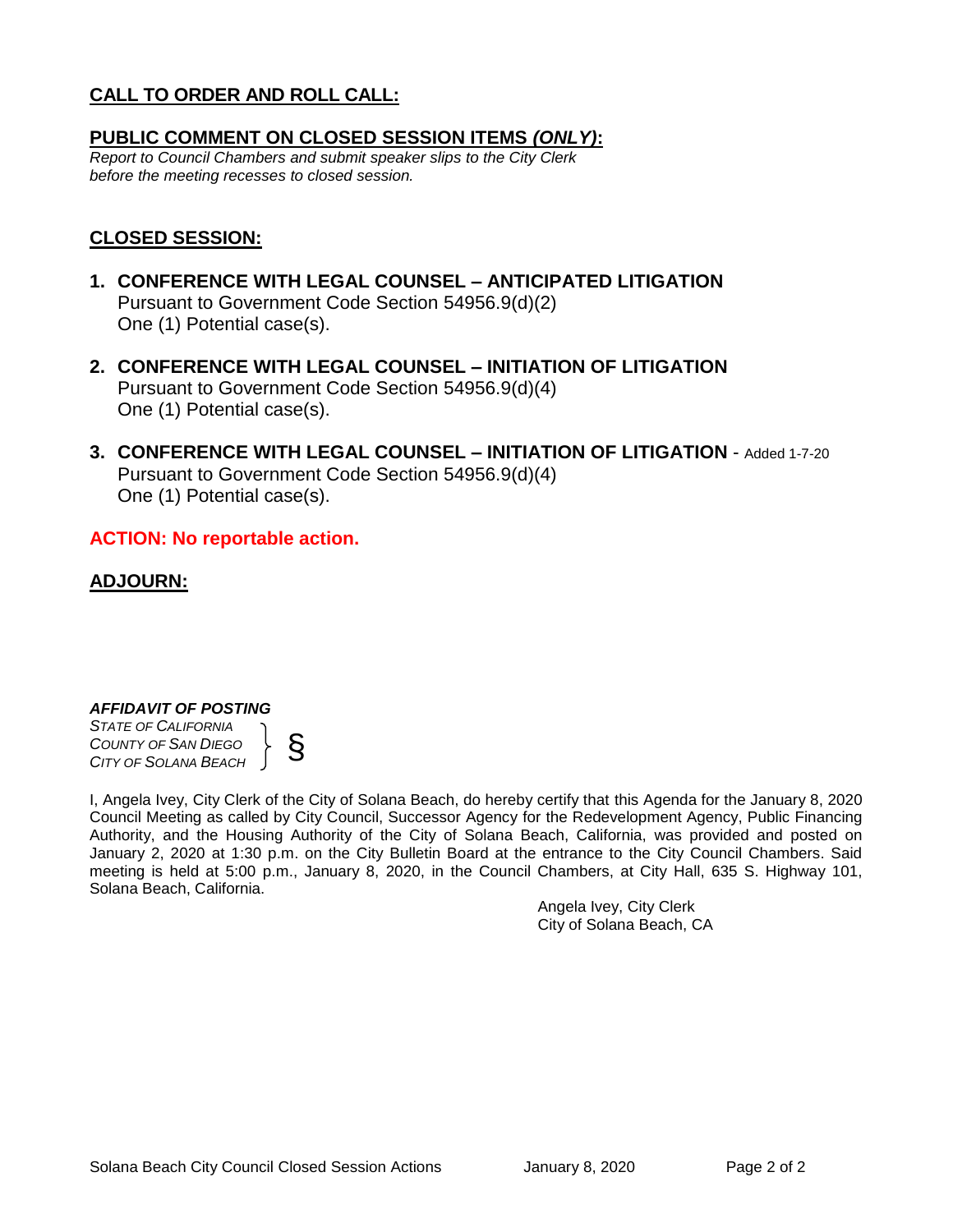## CALL TO ORDER AND ROLL CALL:

## PUBLIC COMMENT ON CLOSED SESSION ITEMS *(ONLY)*:

*Report to Council Chambers and submit speaker slips to the City Clerk before the meeting recesses to closed session.*

## CLOSED SESSION:

1. **CONFERENCE WITH LEGAL COUNSEL – ANTICIPATED LITIGATION**
   Pursuant to Government Code Section 54956.9(d)(2)
   One (1) Potential case(s).

2. **CONFERENCE WITH LEGAL COUNSEL – INITIATION OF LITIGATION**
   Pursuant to Government Code Section 54956.9(d)(4)
   One (1) Potential case(s).

3. **CONFERENCE WITH LEGAL COUNSEL – INITIATION OF LITIGATION** - Added 1-7-20
   Pursuant to Government Code Section 54956.9(d)(4)
   One (1) Potential case(s).

**ACTION: No reportable action.**

## ADJOURN:

***AFFIDAVIT OF POSTING***

*STATE OF CALIFORNIA*
*COUNTY OF SAN DIEGO* } §
*CITY OF SOLANA BEACH*

I, Angela Ivey, City Clerk of the City of Solana Beach, do hereby certify that this Agenda for the January 8, 2020 Council Meeting as called by City Council, Successor Agency for the Redevelopment Agency, Public Financing Authority, and the Housing Authority of the City of Solana Beach, California, was provided and posted on January 2, 2020 at 1:30 p.m. on the City Bulletin Board at the entrance to the City Council Chambers. Said meeting is held at 5:00 p.m., January 8, 2020, in the Council Chambers, at City Hall, 635 S. Highway 101, Solana Beach, California.

Angela Ivey, City Clerk
City of Solana Beach, CA